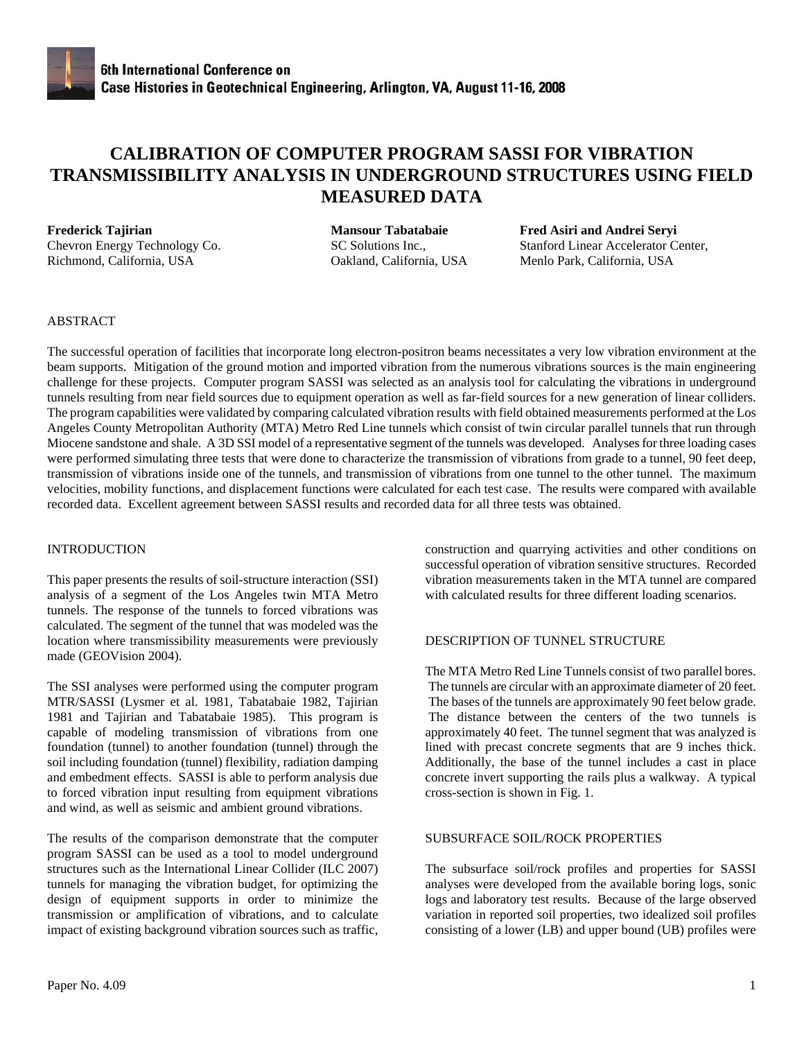# CALIBRATION OF COMPUTER PROGRAM SASSI FOR VIBRATION TRANSMISSIBILITY ANALYSIS IN UNDERGROUND STRUCTURES USING FIELD MEASURED DATA

**Frederick Tajirian**
Chevron Energy Technology Co.
Richmond, California, USA

**Mansour Tabatabaie**
SC Solutions Inc.,
Oakland, California, USA

**Fred Asiri and Andrei Seryi**
Stanford Linear Accelerator Center,
Menlo Park, California, USA

## ABSTRACT

The successful operation of facilities that incorporate long electron-positron beams necessitates a very low vibration environment at the beam supports. Mitigation of the ground motion and imported vibration from the numerous vibrations sources is the main engineering challenge for these projects. Computer program SASSI was selected as an analysis tool for calculating the vibrations in underground tunnels resulting from near field sources due to equipment operation as well as far-field sources for a new generation of linear colliders. The program capabilities were validated by comparing calculated vibration results with field obtained measurements performed at the Los Angeles County Metropolitan Authority (MTA) Metro Red Line tunnels which consist of twin circular parallel tunnels that run through Miocene sandstone and shale. A 3D SSI model of a representative segment of the tunnels was developed. Analyses for three loading cases were performed simulating three tests that were done to characterize the transmission of vibrations from grade to a tunnel, 90 feet deep, transmission of vibrations inside one of the tunnels, and transmission of vibrations from one tunnel to the other tunnel. The maximum velocities, mobility functions, and displacement functions were calculated for each test case. The results were compared with available recorded data. Excellent agreement between SASSI results and recorded data for all three tests was obtained.

## INTRODUCTION

This paper presents the results of soil-structure interaction (SSI) analysis of a segment of the Los Angeles twin MTA Metro tunnels. The response of the tunnels to forced vibrations was calculated. The segment of the tunnel that was modeled was the location where transmissibility measurements were previously made (GEOVision 2004).

The SSI analyses were performed using the computer program MTR/SASSI (Lysmer et al. 1981, Tabatabaie 1982, Tajirian 1981 and Tajirian and Tabatabaie 1985). This program is capable of modeling transmission of vibrations from one foundation (tunnel) to another foundation (tunnel) through the soil including foundation (tunnel) flexibility, radiation damping and embedment effects. SASSI is able to perform analysis due to forced vibration input resulting from equipment vibrations and wind, as well as seismic and ambient ground vibrations.

The results of the comparison demonstrate that the computer program SASSI can be used as a tool to model underground structures such as the International Linear Collider (ILC 2007) tunnels for managing the vibration budget, for optimizing the design of equipment supports in order to minimize the transmission or amplification of vibrations, and to calculate impact of existing background vibration sources such as traffic, construction and quarrying activities and other conditions on successful operation of vibration sensitive structures. Recorded vibration measurements taken in the MTA tunnel are compared with calculated results for three different loading scenarios.

## DESCRIPTION OF TUNNEL STRUCTURE

The MTA Metro Red Line Tunnels consist of two parallel bores. The tunnels are circular with an approximate diameter of 20 feet. The bases of the tunnels are approximately 90 feet below grade. The distance between the centers of the two tunnels is approximately 40 feet. The tunnel segment that was analyzed is lined with precast concrete segments that are 9 inches thick. Additionally, the base of the tunnel includes a cast in place concrete invert supporting the rails plus a walkway. A typical cross-section is shown in Fig. 1.

## SUBSURFACE SOIL/ROCK PROPERTIES

The subsurface soil/rock profiles and properties for SASSI analyses were developed from the available boring logs, sonic logs and laboratory test results. Because of the large observed variation in reported soil properties, two idealized soil profiles consisting of a lower (LB) and upper bound (UB) profiles were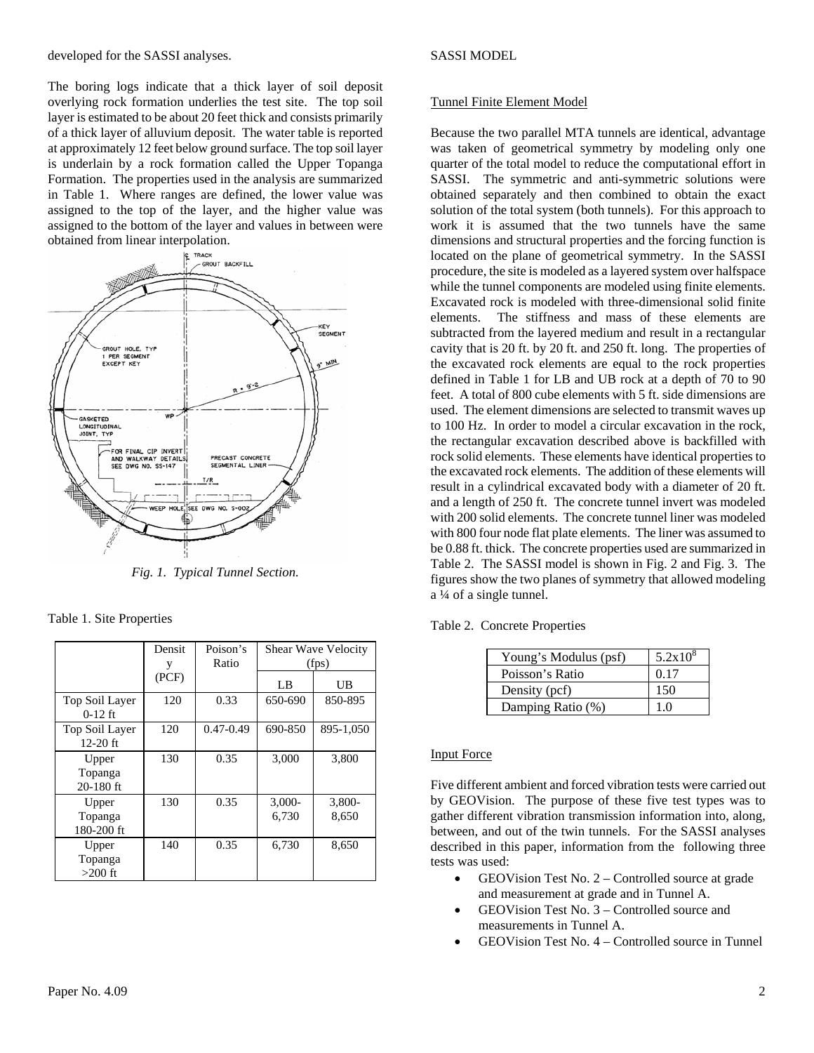developed for the SASSI analyses.

The boring logs indicate that a thick layer of soil deposit overlying rock formation underlies the test site. The top soil layer is estimated to be about 20 feet thick and consists primarily of a thick layer of alluvium deposit. The water table is reported at approximately 12 feet below ground surface. The top soil layer is underlain by a rock formation called the Upper Topanga Formation. The properties used in the analysis are summarized in Table 1. Where ranges are defined, the lower value was assigned to the top of the layer, and the higher value was assigned to the bottom of the layer and values in between were obtained from linear interpolation.

*Fig. 1. Typical Tunnel Section.*

Table 1. Site Properties

| | Density (PCF) | Poison's Ratio | Shear Wave Velocity (fps) | |
|---|---|---|---|---|
| | | | LB | UB |
| Top Soil Layer 0-12 ft | 120 | 0.33 | 650-690 | 850-895 |
| Top Soil Layer 12-20 ft | 120 | 0.47-0.49 | 690-850 | 895-1,050 |
| Upper Topanga 20-180 ft | 130 | 0.35 | 3,000 | 3,800 |
| Upper Topanga 180-200 ft | 130 | 0.35 | 3,000-6,730 | 3,800-8,650 |
| Upper Topanga >200 ft | 140 | 0.35 | 6,730 | 8,650 |

SASSI MODEL

Tunnel Finite Element Model

Because the two parallel MTA tunnels are identical, advantage was taken of geometrical symmetry by modeling only one quarter of the total model to reduce the computational effort in SASSI. The symmetric and anti-symmetric solutions were obtained separately and then combined to obtain the exact solution of the total system (both tunnels). For this approach to work it is assumed that the two tunnels have the same dimensions and structural properties and the forcing function is located on the plane of geometrical symmetry. In the SASSI procedure, the site is modeled as a layered system over halfspace while the tunnel components are modeled using finite elements. Excavated rock is modeled with three-dimensional solid finite elements. The stiffness and mass of these elements are subtracted from the layered medium and result in a rectangular cavity that is 20 ft. by 20 ft. and 250 ft. long. The properties of the excavated rock elements are equal to the rock properties defined in Table 1 for LB and UB rock at a depth of 70 to 90 feet. A total of 800 cube elements with 5 ft. side dimensions are used. The element dimensions are selected to transmit waves up to 100 Hz. In order to model a circular excavation in the rock, the rectangular excavation described above is backfilled with rock solid elements. These elements have identical properties to the excavated rock elements. The addition of these elements will result in a cylindrical excavated body with a diameter of 20 ft. and a length of 250 ft. The concrete tunnel invert was modeled with 200 solid elements. The concrete tunnel liner was modeled with 800 four node flat plate elements. The liner was assumed to be 0.88 ft. thick. The concrete properties used are summarized in Table 2. The SASSI model is shown in Fig. 2 and Fig. 3. The figures show the two planes of symmetry that allowed modeling a ¼ of a single tunnel.

Table 2. Concrete Properties

| | |
|---|---|
| Young's Modulus (psf) | $5.2 \times 10^8$ |
| Poisson's Ratio | 0.17 |
| Density (pcf) | 150 |
| Damping Ratio (%) | 1.0 |

Input Force

Five different ambient and forced vibration tests were carried out by GEOVision. The purpose of these five test types was to gather different vibration transmission information into, along, between, and out of the twin tunnels. For the SASSI analyses described in this paper, information from the following three tests was used:

- GEOVision Test No. 2 – Controlled source at grade and measurement at grade and in Tunnel A.
- GEOVision Test No. 3 – Controlled source and measurements in Tunnel A.
- GEOVision Test No. 4 – Controlled source in Tunnel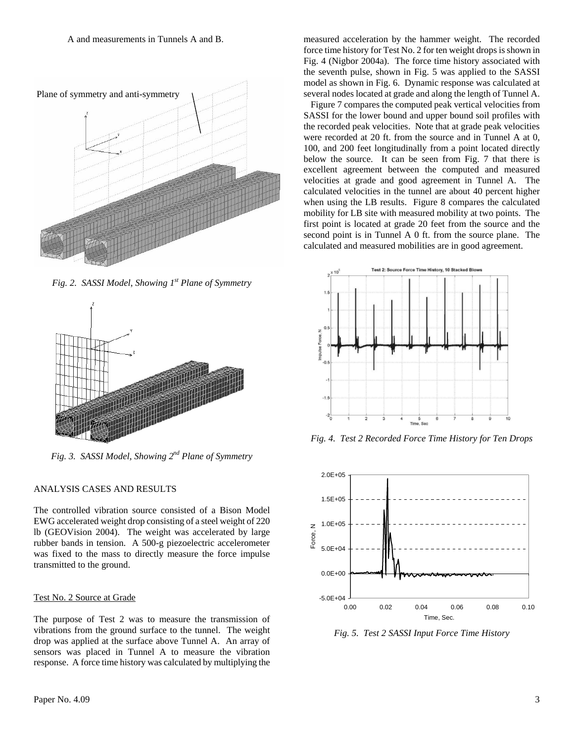A and measurements in Tunnels A and B.

*Fig. 2. SASSI Model, Showing 1st Plane of Symmetry*

*Fig. 3. SASSI Model, Showing 2nd Plane of Symmetry*

## ANALYSIS CASES AND RESULTS

The controlled vibration source consisted of a Bison Model EWG accelerated weight drop consisting of a steel weight of 220 lb (GEOVision 2004). The weight was accelerated by large rubber bands in tension. A 500-g piezoelectric accelerometer was fixed to the mass to directly measure the force impulse transmitted to the ground.

### Test No. 2 Source at Grade

The purpose of Test 2 was to measure the transmission of vibrations from the ground surface to the tunnel. The weight drop was applied at the surface above Tunnel A. An array of sensors was placed in Tunnel A to measure the vibration response. A force time history was calculated by multiplying the measured acceleration by the hammer weight. The recorded force time history for Test No. 2 for ten weight drops is shown in Fig. 4 (Nigbor 2004a). The force time history associated with the seventh pulse, shown in Fig. 5 was applied to the SASSI model as shown in Fig. 6. Dynamic response was calculated at several nodes located at grade and along the length of Tunnel A.

Figure 7 compares the computed peak vertical velocities from SASSI for the lower bound and upper bound soil profiles with the recorded peak velocities. Note that at grade peak velocities were recorded at 20 ft. from the source and in Tunnel A at 0, 100, and 200 feet longitudinally from a point located directly below the source. It can be seen from Fig. 7 that there is excellent agreement between the computed and measured velocities at grade and good agreement in Tunnel A. The calculated velocities in the tunnel are about 40 percent higher when using the LB results. Figure 8 compares the calculated mobility for LB site with measured mobility at two points. The first point is located at grade 20 feet from the source and the second point is in Tunnel A 0 ft. from the source plane. The calculated and measured mobilities are in good agreement.

*Fig. 4. Test 2 Recorded Force Time History for Ten Drops*

*Fig. 5. Test 2 SASSI Input Force Time History*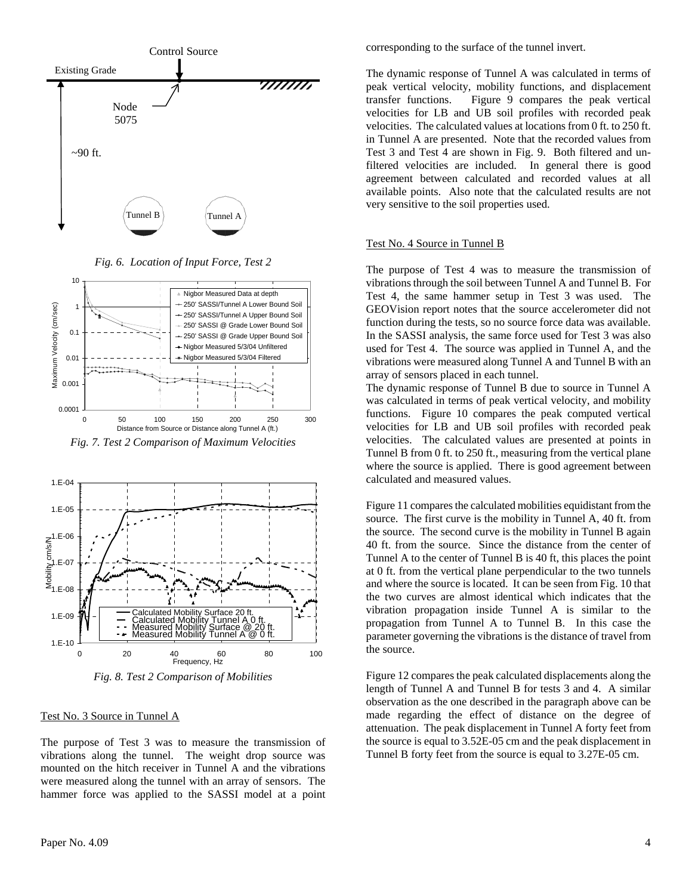*Fig. 6. Location of Input Force, Test 2*

*Fig. 7. Test 2 Comparison of Maximum Velocities*

*Fig. 8. Test 2 Comparison of Mobilities*

## Test No. 3 Source in Tunnel A

The purpose of Test 3 was to measure the transmission of vibrations along the tunnel. The weight drop source was mounted on the hitch receiver in Tunnel A and the vibrations were measured along the tunnel with an array of sensors. The hammer force was applied to the SASSI model at a point corresponding to the surface of the tunnel invert.

The dynamic response of Tunnel A was calculated in terms of peak vertical velocity, mobility functions, and displacement transfer functions. Figure 9 compares the peak vertical velocities for LB and UB soil profiles with recorded peak velocities. The calculated values at locations from 0 ft. to 250 ft. in Tunnel A are presented. Note that the recorded values from Test 3 and Test 4 are shown in Fig. 9. Both filtered and un-filtered velocities are included. In general there is good agreement between calculated and recorded values at all available points. Also note that the calculated results are not very sensitive to the soil properties used.

## Test No. 4 Source in Tunnel B

The purpose of Test 4 was to measure the transmission of vibrations through the soil between Tunnel A and Tunnel B. For Test 4, the same hammer setup in Test 3 was used. The GEOVision report notes that the source accelerometer did not function during the tests, so no source force data was available. In the SASSI analysis, the same force used for Test 3 was also used for Test 4. The source was applied in Tunnel A, and the vibrations were measured along Tunnel A and Tunnel B with an array of sensors placed in each tunnel.

The dynamic response of Tunnel B due to source in Tunnel A was calculated in terms of peak vertical velocity, and mobility functions. Figure 10 compares the peak computed vertical velocities for LB and UB soil profiles with recorded peak velocities. The calculated values are presented at points in Tunnel B from 0 ft. to 250 ft., measuring from the vertical plane where the source is applied. There is good agreement between calculated and measured values.

Figure 11 compares the calculated mobilities equidistant from the source. The first curve is the mobility in Tunnel A, 40 ft. from the source. The second curve is the mobility in Tunnel B again 40 ft. from the source. Since the distance from the center of Tunnel A to the center of Tunnel B is 40 ft, this places the point at 0 ft. from the vertical plane perpendicular to the two tunnels and where the source is located. It can be seen from Fig. 10 that the two curves are almost identical which indicates that the vibration propagation inside Tunnel A is similar to the propagation from Tunnel A to Tunnel B. In this case the parameter governing the vibrations is the distance of travel from the source.

Figure 12 compares the peak calculated displacements along the length of Tunnel A and Tunnel B for tests 3 and 4. A similar observation as the one described in the paragraph above can be made regarding the effect of distance on the degree of attenuation. The peak displacement in Tunnel A forty feet from the source is equal to 3.52E-05 cm and the peak displacement in Tunnel B forty feet from the source is equal to 3.27E-05 cm.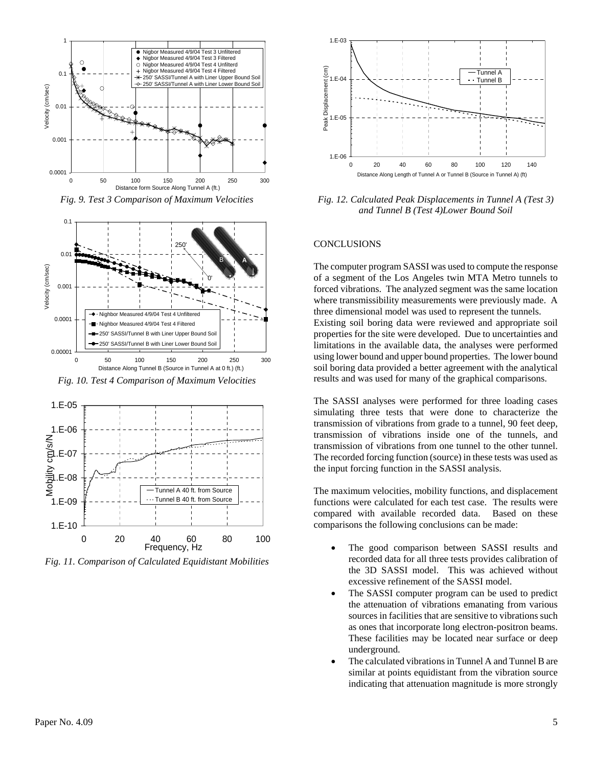Fig. 9. Test 3 Comparison of Maximum Velocities

Fig. 10. Test 4 Comparison of Maximum Velocities

Fig. 11. Comparison of Calculated Equidistant Mobilities

Fig. 12. Calculated Peak Displacements in Tunnel A (Test 3) and Tunnel B (Test 4)Lower Bound Soil

## CONCLUSIONS

The computer program SASSI was used to compute the response of a segment of the Los Angeles twin MTA Metro tunnels to forced vibrations. The analyzed segment was the same location where transmissibility measurements were previously made. A three dimensional model was used to represent the tunnels. Existing soil boring data were reviewed and appropriate soil properties for the site were developed. Due to uncertainties and limitations in the available data, the analyses were performed using lower bound and upper bound properties. The lower bound soil boring data provided a better agreement with the analytical results and was used for many of the graphical comparisons.

The SASSI analyses were performed for three loading cases simulating three tests that were done to characterize the transmission of vibrations from grade to a tunnel, 90 feet deep, transmission of vibrations inside one of the tunnels, and transmission of vibrations from one tunnel to the other tunnel. The recorded forcing function (source) in these tests was used as the input forcing function in the SASSI analysis.

The maximum velocities, mobility functions, and displacement functions were calculated for each test case. The results were compared with available recorded data. Based on these comparisons the following conclusions can be made:

- The good comparison between SASSI results and recorded data for all three tests provides calibration of the 3D SASSI model. This was achieved without excessive refinement of the SASSI model.
- The SASSI computer program can be used to predict the attenuation of vibrations emanating from various sources in facilities that are sensitive to vibrations such as ones that incorporate long electron-positron beams. These facilities may be located near surface or deep underground.
- The calculated vibrations in Tunnel A and Tunnel B are similar at points equidistant from the vibration source indicating that attenuation magnitude is more strongly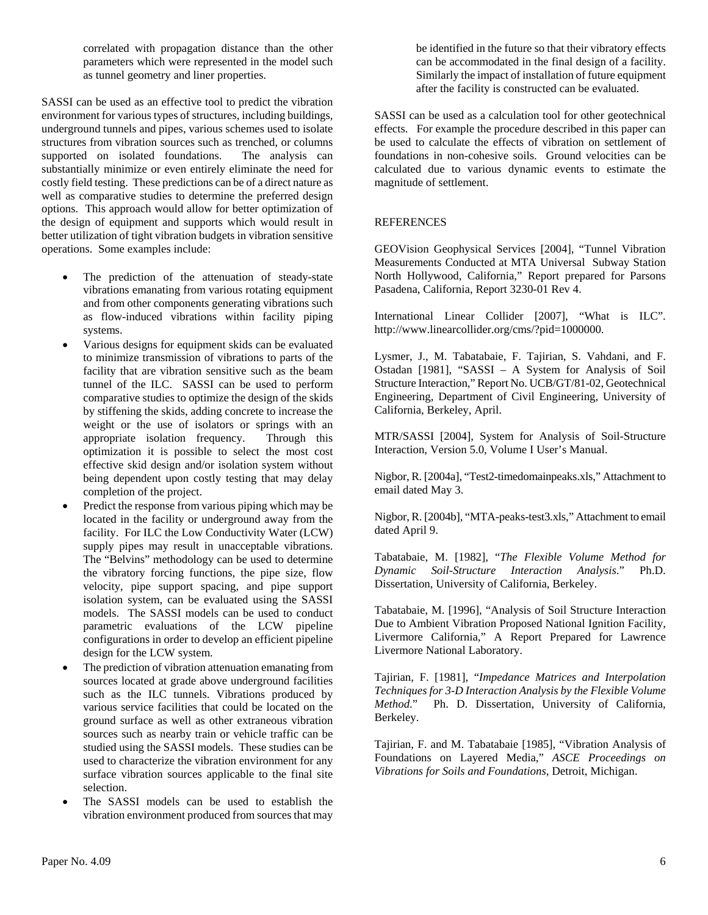correlated with propagation distance than the other parameters which were represented in the model such as tunnel geometry and liner properties.

SASSI can be used as an effective tool to predict the vibration environment for various types of structures, including buildings, underground tunnels and pipes, various schemes used to isolate structures from vibration sources such as trenched, or columns supported on isolated foundations. The analysis can substantially minimize or even entirely eliminate the need for costly field testing. These predictions can be of a direct nature as well as comparative studies to determine the preferred design options. This approach would allow for better optimization of the design of equipment and supports which would result in better utilization of tight vibration budgets in vibration sensitive operations. Some examples include:

- The prediction of the attenuation of steady-state vibrations emanating from various rotating equipment and from other components generating vibrations such as flow-induced vibrations within facility piping systems.
- Various designs for equipment skids can be evaluated to minimize transmission of vibrations to parts of the facility that are vibration sensitive such as the beam tunnel of the ILC. SASSI can be used to perform comparative studies to optimize the design of the skids by stiffening the skids, adding concrete to increase the weight or the use of isolators or springs with an appropriate isolation frequency. Through this optimization it is possible to select the most cost effective skid design and/or isolation system without being dependent upon costly testing that may delay completion of the project.
- Predict the response from various piping which may be located in the facility or underground away from the facility. For ILC the Low Conductivity Water (LCW) supply pipes may result in unacceptable vibrations. The "Belvins" methodology can be used to determine the vibratory forcing functions, the pipe size, flow velocity, pipe support spacing, and pipe support isolation system, can be evaluated using the SASSI models. The SASSI models can be used to conduct parametric evaluations of the LCW pipeline configurations in order to develop an efficient pipeline design for the LCW system.
- The prediction of vibration attenuation emanating from sources located at grade above underground facilities such as the ILC tunnels. Vibrations produced by various service facilities that could be located on the ground surface as well as other extraneous vibration sources such as nearby train or vehicle traffic can be studied using the SASSI models. These studies can be used to characterize the vibration environment for any surface vibration sources applicable to the final site selection.
- The SASSI models can be used to establish the vibration environment produced from sources that may be identified in the future so that their vibratory effects can be accommodated in the final design of a facility. Similarly the impact of installation of future equipment after the facility is constructed can be evaluated.

SASSI can be used as a calculation tool for other geotechnical effects. For example the procedure described in this paper can be used to calculate the effects of vibration on settlement of foundations in non-cohesive soils. Ground velocities can be calculated due to various dynamic events to estimate the magnitude of settlement.

## REFERENCES

GEOVision Geophysical Services [2004], "Tunnel Vibration Measurements Conducted at MTA Universal Subway Station North Hollywood, California," Report prepared for Parsons Pasadena, California, Report 3230-01 Rev 4.

International Linear Collider [2007], "What is ILC". http://www.linearcollider.org/cms/?pid=1000000.

Lysmer, J., M. Tabatabaie, F. Tajirian, S. Vahdani, and F. Ostadan [1981], "SASSI – A System for Analysis of Soil Structure Interaction," Report No. UCB/GT/81-02, Geotechnical Engineering, Department of Civil Engineering, University of California, Berkeley, April.

MTR/SASSI [2004], System for Analysis of Soil-Structure Interaction, Version 5.0, Volume I User's Manual.

Nigbor, R. [2004a], "Test2-timedomainpeaks.xls," Attachment to email dated May 3.

Nigbor, R. [2004b], "MTA-peaks-test3.xls," Attachment to email dated April 9.

Tabatabaie, M. [1982], "*The Flexible Volume Method for Dynamic Soil-Structure Interaction Analysis*." Ph.D. Dissertation, University of California, Berkeley.

Tabatabaie, M. [1996], "Analysis of Soil Structure Interaction Due to Ambient Vibration Proposed National Ignition Facility, Livermore California," A Report Prepared for Lawrence Livermore National Laboratory.

Tajirian, F. [1981], "*Impedance Matrices and Interpolation Techniques for 3-D Interaction Analysis by the Flexible Volume Method*." Ph. D. Dissertation, University of California, Berkeley.

Tajirian, F. and M. Tabatabaie [1985], "Vibration Analysis of Foundations on Layered Media," *ASCE Proceedings on Vibrations for Soils and Foundations*, Detroit, Michigan.